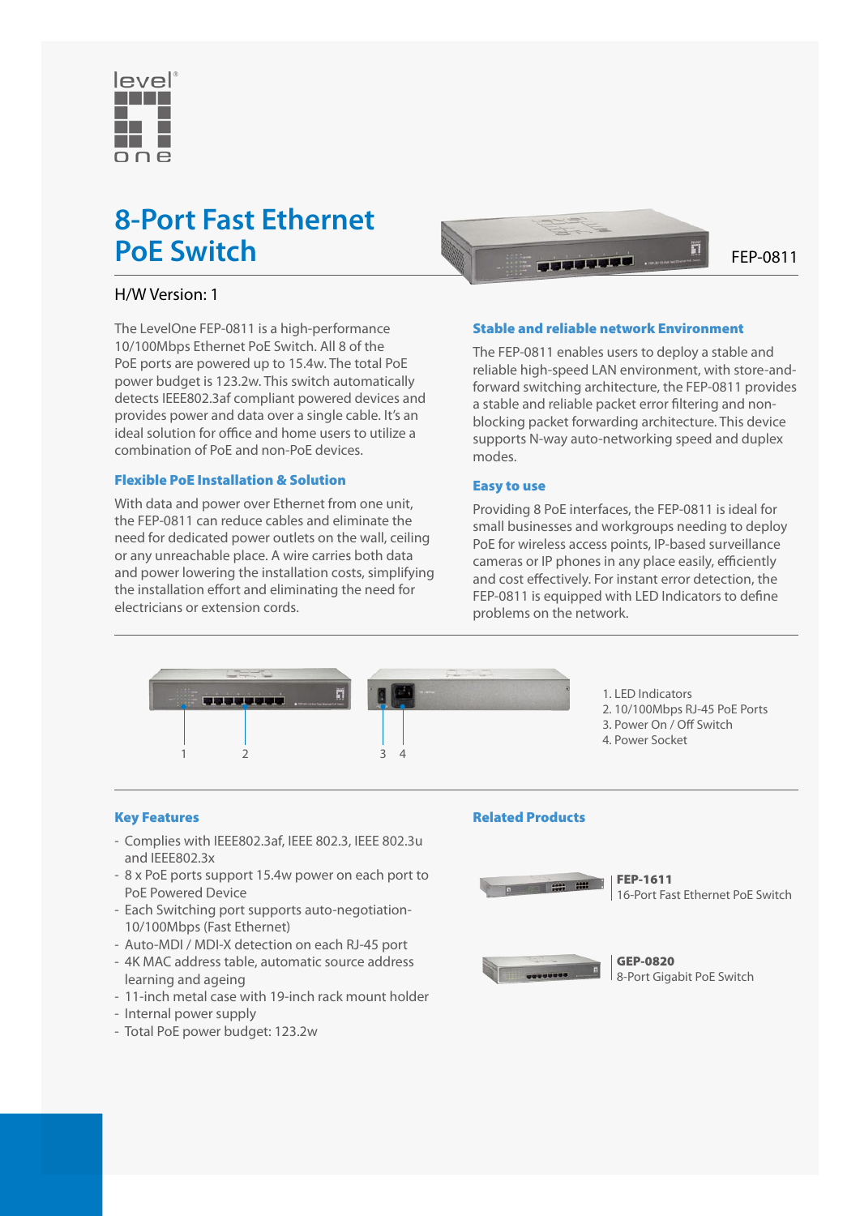# 8-Port Fast Ethernet PoE Switch

FEP-0811

H/W Version: 1

The LevelOne FEP-0811 is a high-performance 10/100Mbps Ethernet PoE Switch. All 8 of the PoE ports are powered up to 15.4w. The total PoE power budget is 123.2w. This switch automatically detects IEEE802.3af compliant powered devices and provides power and data over a single cable. It's an ideal solution for office and home users to utilize a combination of PoE and non-PoE devices.

### Flexible PoE Installation & Solution

With data and power over Ethernet from one unit, the FEP-0811 can reduce cables and eliminate the need for dedicated power outlets on the wall, ceiling or any unreachable place. A wire carries both data and power lowering the installation costs, simplifying the installation effort and eliminating the need for electricians or extension cords.

### Stable and reliable network Environment

The FEP-0811 enables users to deploy a stable and reliable high-speed LAN environment, with store-and-forward switching architecture, the FEP-0811 provides a stable and reliable packet error filtering and non-blocking packet forwarding architecture. This device supports N-way auto-networking speed and duplex modes.

### Easy to use

Providing 8 PoE interfaces, the FEP-0811 is ideal for small businesses and workgroups needing to deploy PoE for wireless access points, IP-based surveillance cameras or IP phones in any place easily, efficiently and cost effectively. For instant error detection, the FEP-0811 is equipped with LED Indicators to define problems on the network.

1. LED Indicators
2. 10/100Mbps RJ-45 PoE Ports
3. Power On / Off Switch
4. Power Socket

### Key Features

- Complies with IEEE802.3af, IEEE 802.3, IEEE 802.3u and IEEE802.3x
- 8 x PoE ports support 15.4w power on each port to PoE Powered Device
- Each Switching port supports auto-negotiation-10/100Mbps (Fast Ethernet)
- Auto-MDI / MDI-X detection on each RJ-45 port
- 4K MAC address table, automatic source address learning and ageing
- 11-inch metal case with 19-inch rack mount holder
- Internal power supply
- Total PoE power budget: 123.2w

### Related Products

**FEP-1611**
16-Port Fast Ethernet PoE Switch

**GEP-0820**
8-Port Gigabit PoE Switch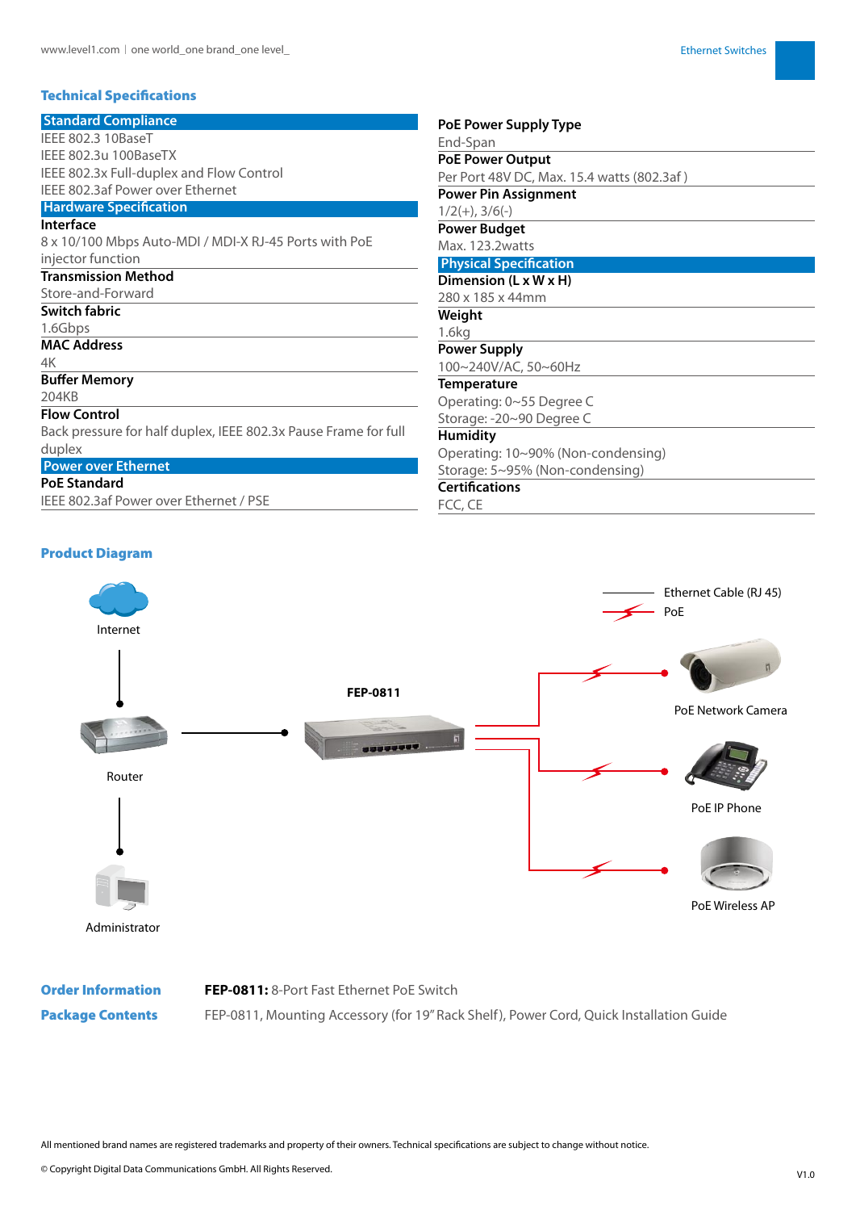## Technical Specifications

### Standard Compliance

IEEE 802.3 10BaseT
IEEE 802.3u 100BaseTX
IEEE 802.3x Full-duplex and Flow Control
IEEE 802.3af Power over Ethernet

### Hardware Specification

**Interface**
8 x 10/100 Mbps Auto-MDI / MDI-X RJ-45 Ports with PoE injector function

**Transmission Method**
Store-and-Forward

**Switch fabric**
1.6Gbps

**MAC Address**
4K

**Buffer Memory**
204KB

**Flow Control**
Back pressure for half duplex, IEEE 802.3x Pause Frame for full duplex

### Power over Ethernet

**PoE Standard**
IEEE 802.3af Power over Ethernet / PSE

**PoE Power Supply Type**
End-Span

**PoE Power Output**
Per Port 48V DC, Max. 15.4 watts (802.3af )

**Power Pin Assignment**
1/2(+), 3/6(-)

**Power Budget**
Max. 123.2watts

### Physical Specification

**Dimension (L x W x H)**
280 x 185 x 44mm

**Weight**
1.6kg

**Power Supply**
100~240V/AC, 50~60Hz

**Temperature**
Operating: 0~55 Degree C
Storage: -20~90 Degree C

**Humidity**
Operating: 10~90% (Non-condensing)
Storage: 5~95% (Non-condensing)

**Certifications**
FCC, CE

## Product Diagram

Ethernet Cable (RJ 45)
PoE
Internet
Router
Administrator
FEP-0811
PoE Network Camera
PoE IP Phone
PoE Wireless AP

**Order Information** **FEP-0811:** 8-Port Fast Ethernet PoE Switch

**Package Contents** FEP-0811, Mounting Accessory (for 19" Rack Shelf), Power Cord, Quick Installation Guide

All mentioned brand names are registered trademarks and property of their owners. Technical specifications are subject to change without notice.

© Copyright Digital Data Communications GmbH. All Rights Reserved.

V1.0